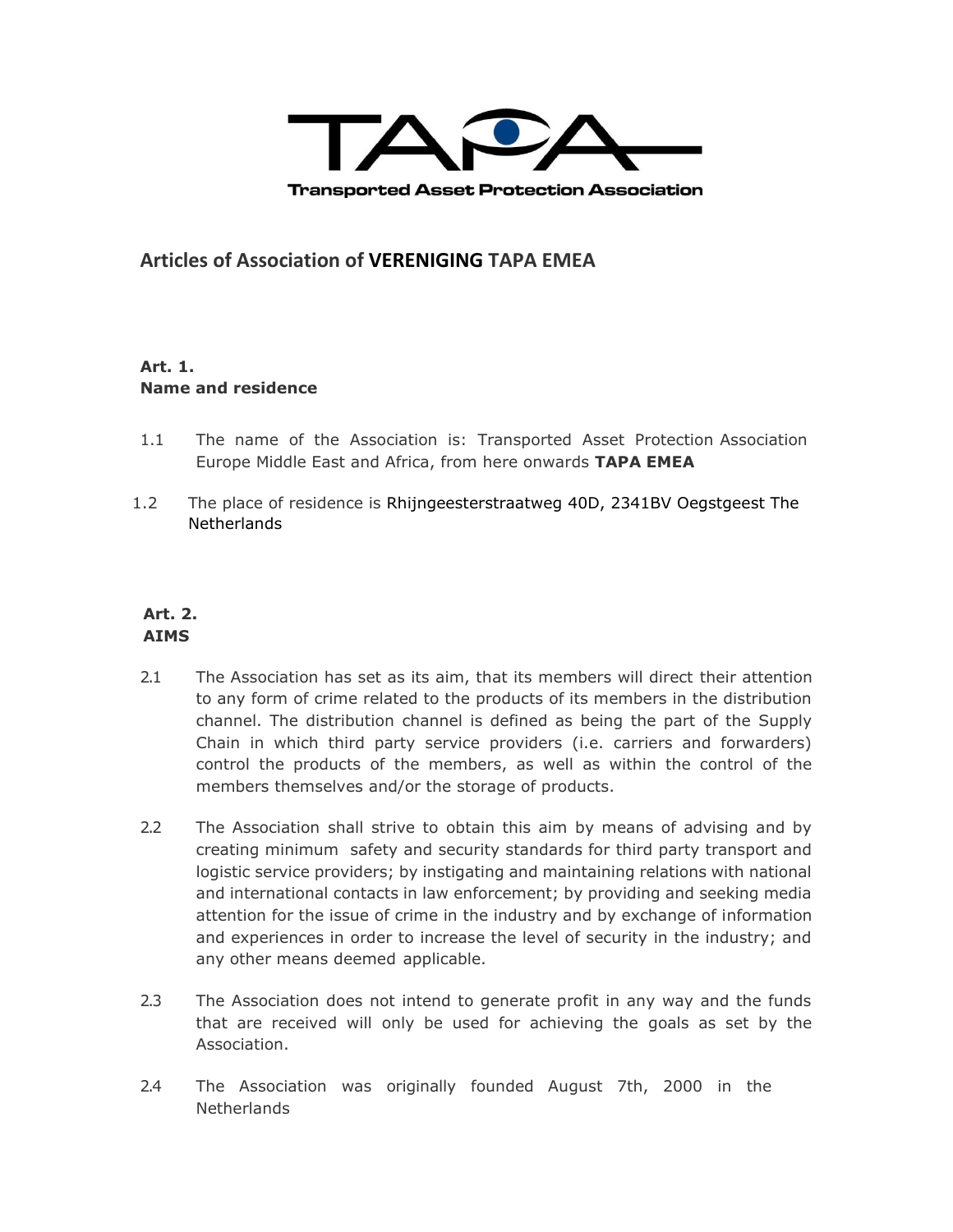Transported Asset Protection Association

# Articles of Association of **VERENIGING** TAPA EMEA

## Art. 1.
## Name and residence

1.1 The name of the Association is: Transported Asset Protection Association Europe Middle East and Africa, from here onwards **TAPA EMEA**

1.2 The place of residence is Rhijngeesterstraatweg 40D, 2341BV Oegstgeest The Netherlands

## Art. 2.
## AIMS

2.1 The Association has set as its aim, that its members will direct their attention to any form of crime related to the products of its members in the distribution channel. The distribution channel is defined as being the part of the Supply Chain in which third party service providers (i.e. carriers and forwarders) control the products of the members, as well as within the control of the members themselves and/or the storage of products.

2.2 The Association shall strive to obtain this aim by means of advising and by creating minimum safety and security standards for third party transport and logistic service providers; by instigating and maintaining relations with national and international contacts in law enforcement; by providing and seeking media attention for the issue of crime in the industry and by exchange of information and experiences in order to increase the level of security in the industry; and any other means deemed applicable.

2.3 The Association does not intend to generate profit in any way and the funds that are received will only be used for achieving the goals as set by the Association.

2.4 The Association was originally founded August 7th, 2000 in the Netherlands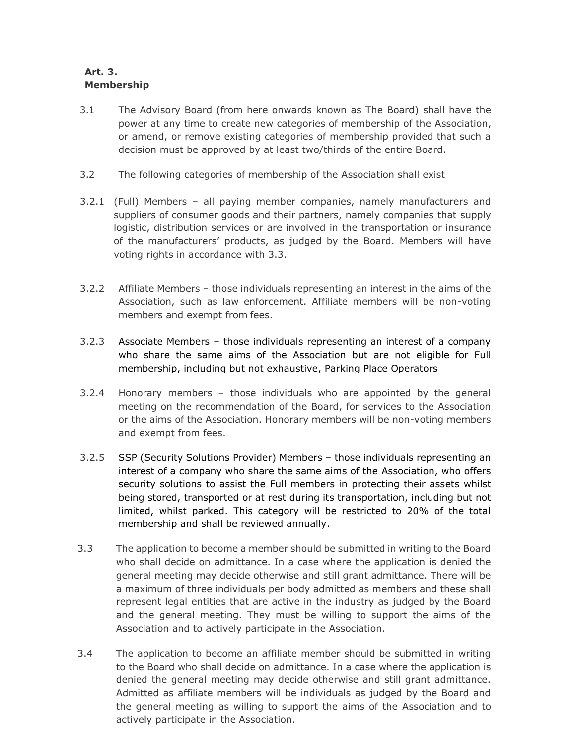**Art. 3.**
**Membership**

3.1 The Advisory Board (from here onwards known as The Board) shall have the power at any time to create new categories of membership of the Association, or amend, or remove existing categories of membership provided that such a decision must be approved by at least two/thirds of the entire Board.

3.2 The following categories of membership of the Association shall exist

3.2.1 (Full) Members – all paying member companies, namely manufacturers and suppliers of consumer goods and their partners, namely companies that supply logistic, distribution services or are involved in the transportation or insurance of the manufacturers' products, as judged by the Board. Members will have voting rights in accordance with 3.3.

3.2.2 Affiliate Members – those individuals representing an interest in the aims of the Association, such as law enforcement. Affiliate members will be non-voting members and exempt from fees.

3.2.3 Associate Members – those individuals representing an interest of a company who share the same aims of the Association but are not eligible for Full membership, including but not exhaustive, Parking Place Operators

3.2.4 Honorary members – those individuals who are appointed by the general meeting on the recommendation of the Board, for services to the Association or the aims of the Association. Honorary members will be non-voting members and exempt from fees.

3.2.5 SSP (Security Solutions Provider) Members – those individuals representing an interest of a company who share the same aims of the Association, who offers security solutions to assist the Full members in protecting their assets whilst being stored, transported or at rest during its transportation, including but not limited, whilst parked. This category will be restricted to 20% of the total membership and shall be reviewed annually.

3.3 The application to become a member should be submitted in writing to the Board who shall decide on admittance. In a case where the application is denied the general meeting may decide otherwise and still grant admittance. There will be a maximum of three individuals per body admitted as members and these shall represent legal entities that are active in the industry as judged by the Board and the general meeting. They must be willing to support the aims of the Association and to actively participate in the Association.

3.4 The application to become an affiliate member should be submitted in writing to the Board who shall decide on admittance. In a case where the application is denied the general meeting may decide otherwise and still grant admittance. Admitted as affiliate members will be individuals as judged by the Board and the general meeting as willing to support the aims of the Association and to actively participate in the Association.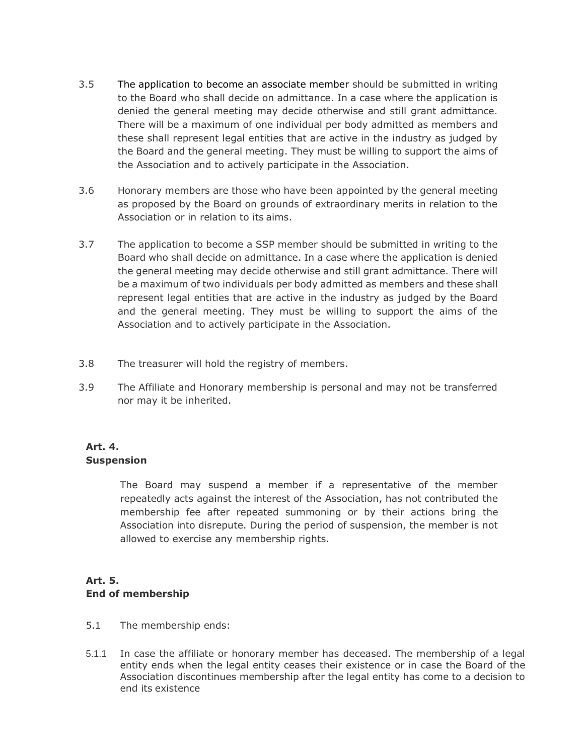3.5 The application to become an associate member should be submitted in writing to the Board who shall decide on admittance. In a case where the application is denied the general meeting may decide otherwise and still grant admittance. There will be a maximum of one individual per body admitted as members and these shall represent legal entities that are active in the industry as judged by the Board and the general meeting. They must be willing to support the aims of the Association and to actively participate in the Association.

3.6 Honorary members are those who have been appointed by the general meeting as proposed by the Board on grounds of extraordinary merits in relation to the Association or in relation to its aims.

3.7 The application to become a SSP member should be submitted in writing to the Board who shall decide on admittance. In a case where the application is denied the general meeting may decide otherwise and still grant admittance. There will be a maximum of two individuals per body admitted as members and these shall represent legal entities that are active in the industry as judged by the Board and the general meeting. They must be willing to support the aims of the Association and to actively participate in the Association.

3.8 The treasurer will hold the registry of members.

3.9 The Affiliate and Honorary membership is personal and may not be transferred nor may it be inherited.

**Art. 4.**
**Suspension**

The Board may suspend a member if a representative of the member repeatedly acts against the interest of the Association, has not contributed the membership fee after repeated summoning or by their actions bring the Association into disrepute. During the period of suspension, the member is not allowed to exercise any membership rights.

**Art. 5.**
**End of membership**

5.1 The membership ends:

5.1.1 In case the affiliate or honorary member has deceased. The membership of a legal entity ends when the legal entity ceases their existence or in case the Board of the Association discontinues membership after the legal entity has come to a decision to end its existence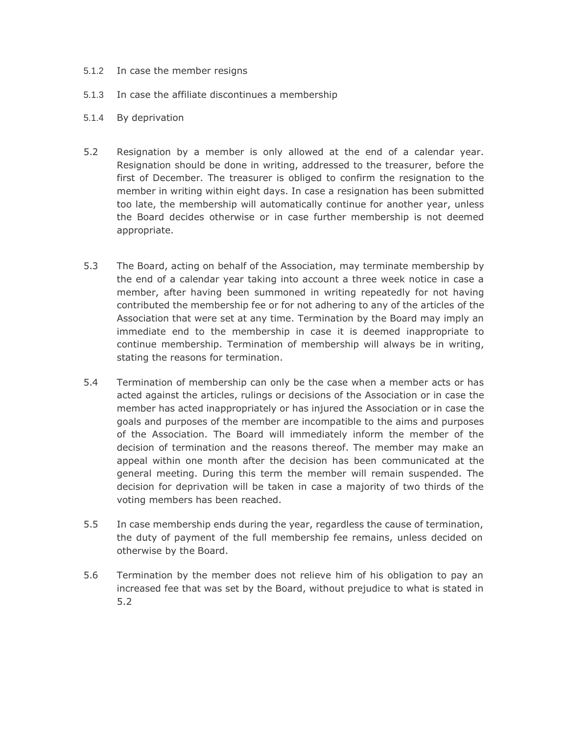5.1.2 In case the member resigns

5.1.3 In case the affiliate discontinues a membership

5.1.4 By deprivation

5.2 Resignation by a member is only allowed at the end of a calendar year. Resignation should be done in writing, addressed to the treasurer, before the first of December. The treasurer is obliged to confirm the resignation to the member in writing within eight days. In case a resignation has been submitted too late, the membership will automatically continue for another year, unless the Board decides otherwise or in case further membership is not deemed appropriate.

5.3 The Board, acting on behalf of the Association, may terminate membership by the end of a calendar year taking into account a three week notice in case a member, after having been summoned in writing repeatedly for not having contributed the membership fee or for not adhering to any of the articles of the Association that were set at any time. Termination by the Board may imply an immediate end to the membership in case it is deemed inappropriate to continue membership. Termination of membership will always be in writing, stating the reasons for termination.

5.4 Termination of membership can only be the case when a member acts or has acted against the articles, rulings or decisions of the Association or in case the member has acted inappropriately or has injured the Association or in case the goals and purposes of the member are incompatible to the aims and purposes of the Association. The Board will immediately inform the member of the decision of termination and the reasons thereof. The member may make an appeal within one month after the decision has been communicated at the general meeting. During this term the member will remain suspended. The decision for deprivation will be taken in case a majority of two thirds of the voting members has been reached.

5.5 In case membership ends during the year, regardless the cause of termination, the duty of payment of the full membership fee remains, unless decided on otherwise by the Board.

5.6 Termination by the member does not relieve him of his obligation to pay an increased fee that was set by the Board, without prejudice to what is stated in 5.2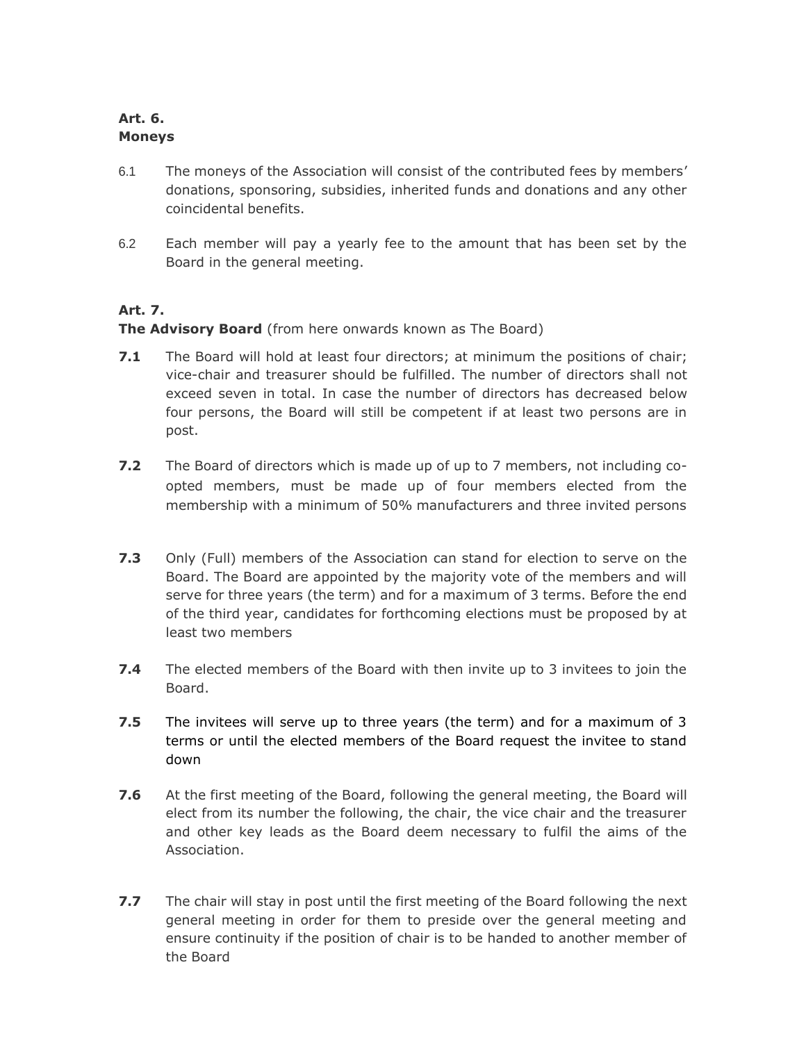**Art. 6.**
**Moneys**

6.1 The moneys of the Association will consist of the contributed fees by members' donations, sponsoring, subsidies, inherited funds and donations and any other coincidental benefits.

6.2 Each member will pay a yearly fee to the amount that has been set by the Board in the general meeting.

**Art. 7.**
**The Advisory Board** (from here onwards known as The Board)

**7.1** The Board will hold at least four directors; at minimum the positions of chair; vice-chair and treasurer should be fulfilled. The number of directors shall not exceed seven in total. In case the number of directors has decreased below four persons, the Board will still be competent if at least two persons are in post.

**7.2** The Board of directors which is made up of up to 7 members, not including co-opted members, must be made up of four members elected from the membership with a minimum of 50% manufacturers and three invited persons

**7.3** Only (Full) members of the Association can stand for election to serve on the Board. The Board are appointed by the majority vote of the members and will serve for three years (the term) and for a maximum of 3 terms. Before the end of the third year, candidates for forthcoming elections must be proposed by at least two members

**7.4** The elected members of the Board with then invite up to 3 invitees to join the Board.

**7.5** The invitees will serve up to three years (the term) and for a maximum of 3 terms or until the elected members of the Board request the invitee to stand down

**7.6** At the first meeting of the Board, following the general meeting, the Board will elect from its number the following, the chair, the vice chair and the treasurer and other key leads as the Board deem necessary to fulfil the aims of the Association.

**7.7** The chair will stay in post until the first meeting of the Board following the next general meeting in order for them to preside over the general meeting and ensure continuity if the position of chair is to be handed to another member of the Board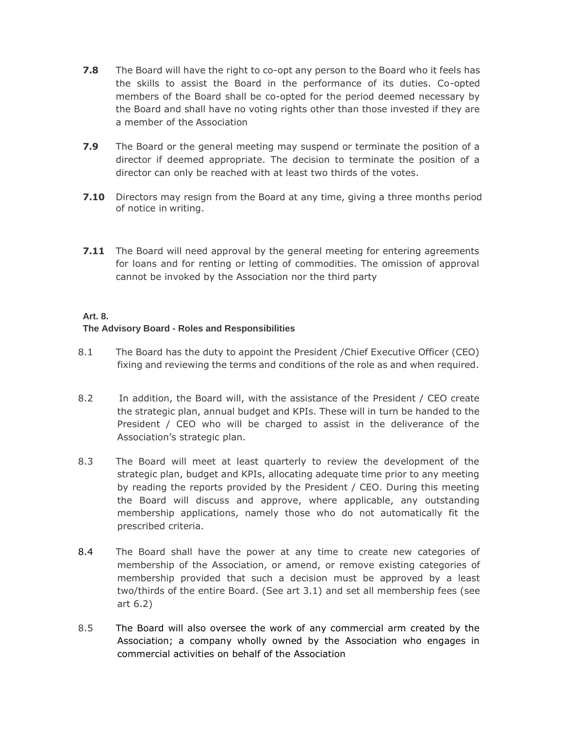**7.8** The Board will have the right to co-opt any person to the Board who it feels has the skills to assist the Board in the performance of its duties. Co-opted members of the Board shall be co-opted for the period deemed necessary by the Board and shall have no voting rights other than those invested if they are a member of the Association

**7.9** The Board or the general meeting may suspend or terminate the position of a director if deemed appropriate. The decision to terminate the position of a director can only be reached with at least two thirds of the votes.

**7.10** Directors may resign from the Board at any time, giving a three months period of notice in writing.

**7.11** The Board will need approval by the general meeting for entering agreements for loans and for renting or letting of commodities. The omission of approval cannot be invoked by the Association nor the third party

**Art. 8.**
**The Advisory Board - Roles and Responsibilities**

8.1 The Board has the duty to appoint the President /Chief Executive Officer (CEO) fixing and reviewing the terms and conditions of the role as and when required.

8.2 In addition, the Board will, with the assistance of the President / CEO create the strategic plan, annual budget and KPIs. These will in turn be handed to the President / CEO who will be charged to assist in the deliverance of the Association's strategic plan.

8.3 The Board will meet at least quarterly to review the development of the strategic plan, budget and KPIs, allocating adequate time prior to any meeting by reading the reports provided by the President / CEO. During this meeting the Board will discuss and approve, where applicable, any outstanding membership applications, namely those who do not automatically fit the prescribed criteria.

8.4 The Board shall have the power at any time to create new categories of membership of the Association, or amend, or remove existing categories of membership provided that such a decision must be approved by a least two/thirds of the entire Board. (See art 3.1) and set all membership fees (see art 6.2)

8.5 The Board will also oversee the work of any commercial arm created by the Association; a company wholly owned by the Association who engages in commercial activities on behalf of the Association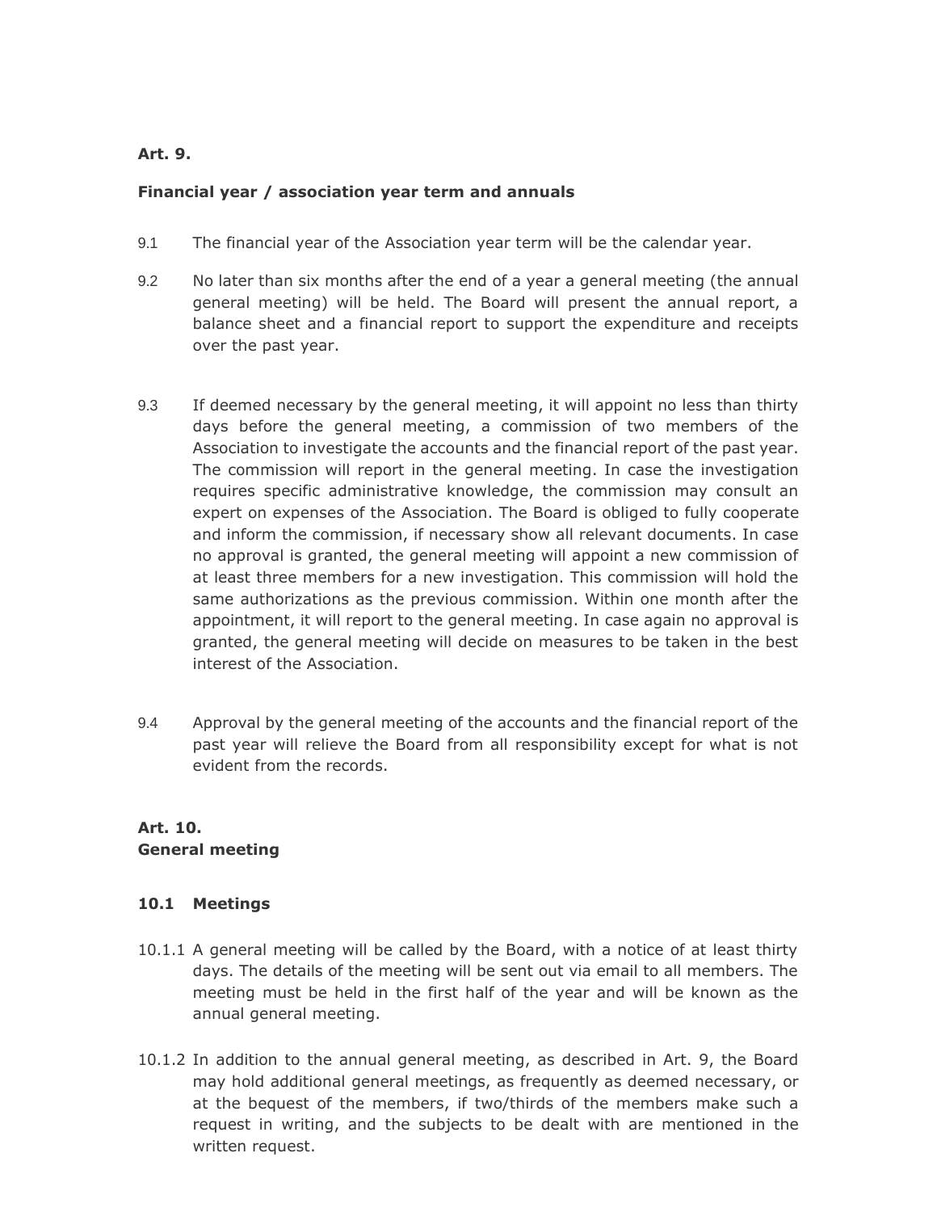**Art. 9.**

**Financial year / association year term and annuals**

9.1 The financial year of the Association year term will be the calendar year.

9.2 No later than six months after the end of a year a general meeting (the annual general meeting) will be held. The Board will present the annual report, a balance sheet and a financial report to support the expenditure and receipts over the past year.

9.3 If deemed necessary by the general meeting, it will appoint no less than thirty days before the general meeting, a commission of two members of the Association to investigate the accounts and the financial report of the past year. The commission will report in the general meeting. In case the investigation requires specific administrative knowledge, the commission may consult an expert on expenses of the Association. The Board is obliged to fully cooperate and inform the commission, if necessary show all relevant documents. In case no approval is granted, the general meeting will appoint a new commission of at least three members for a new investigation. This commission will hold the same authorizations as the previous commission. Within one month after the appointment, it will report to the general meeting. In case again no approval is granted, the general meeting will decide on measures to be taken in the best interest of the Association.

9.4 Approval by the general meeting of the accounts and the financial report of the past year will relieve the Board from all responsibility except for what is not evident from the records.

**Art. 10.**
**General meeting**

**10.1 Meetings**

10.1.1 A general meeting will be called by the Board, with a notice of at least thirty days. The details of the meeting will be sent out via email to all members. The meeting must be held in the first half of the year and will be known as the annual general meeting.

10.1.2 In addition to the annual general meeting, as described in Art. 9, the Board may hold additional general meetings, as frequently as deemed necessary, or at the bequest of the members, if two/thirds of the members make such a request in writing, and the subjects to be dealt with are mentioned in the written request.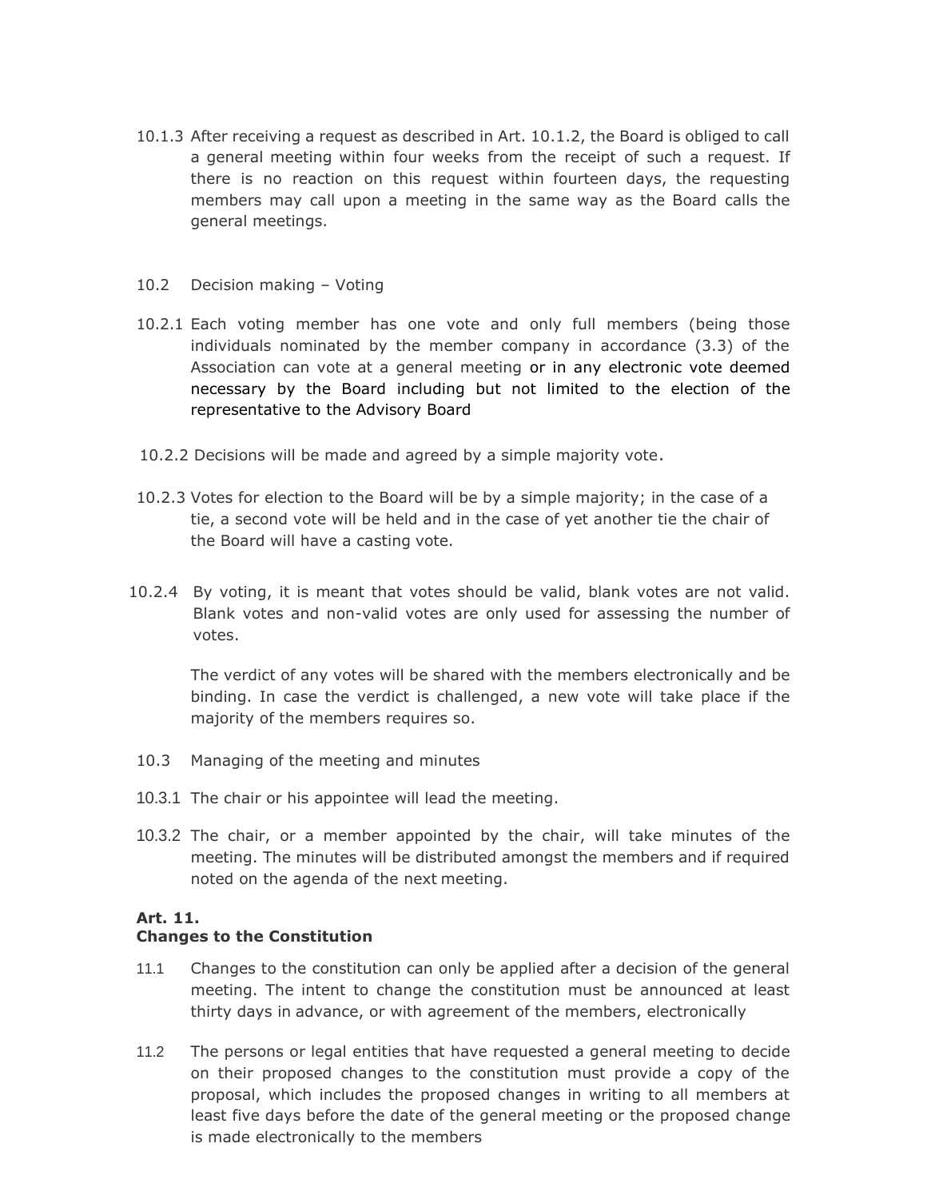10.1.3 After receiving a request as described in Art. 10.1.2, the Board is obliged to call a general meeting within four weeks from the receipt of such a request. If there is no reaction on this request within fourteen days, the requesting members may call upon a meeting in the same way as the Board calls the general meetings.

10.2 Decision making – Voting

10.2.1 Each voting member has one vote and only full members (being those individuals nominated by the member company in accordance (3.3) of the Association can vote at a general meeting or in any electronic vote deemed necessary by the Board including but not limited to the election of the representative to the Advisory Board

10.2.2 Decisions will be made and agreed by a simple majority vote.

10.2.3 Votes for election to the Board will be by a simple majority; in the case of a tie, a second vote will be held and in the case of yet another tie the chair of the Board will have a casting vote.

10.2.4 By voting, it is meant that votes should be valid, blank votes are not valid. Blank votes and non-valid votes are only used for assessing the number of votes.

The verdict of any votes will be shared with the members electronically and be binding. In case the verdict is challenged, a new vote will take place if the majority of the members requires so.

10.3 Managing of the meeting and minutes

10.3.1 The chair or his appointee will lead the meeting.

10.3.2 The chair, or a member appointed by the chair, will take minutes of the meeting. The minutes will be distributed amongst the members and if required noted on the agenda of the next meeting.

**Art. 11.**
**Changes to the Constitution**

11.1 Changes to the constitution can only be applied after a decision of the general meeting. The intent to change the constitution must be announced at least thirty days in advance, or with agreement of the members, electronically

11.2 The persons or legal entities that have requested a general meeting to decide on their proposed changes to the constitution must provide a copy of the proposal, which includes the proposed changes in writing to all members at least five days before the date of the general meeting or the proposed change is made electronically to the members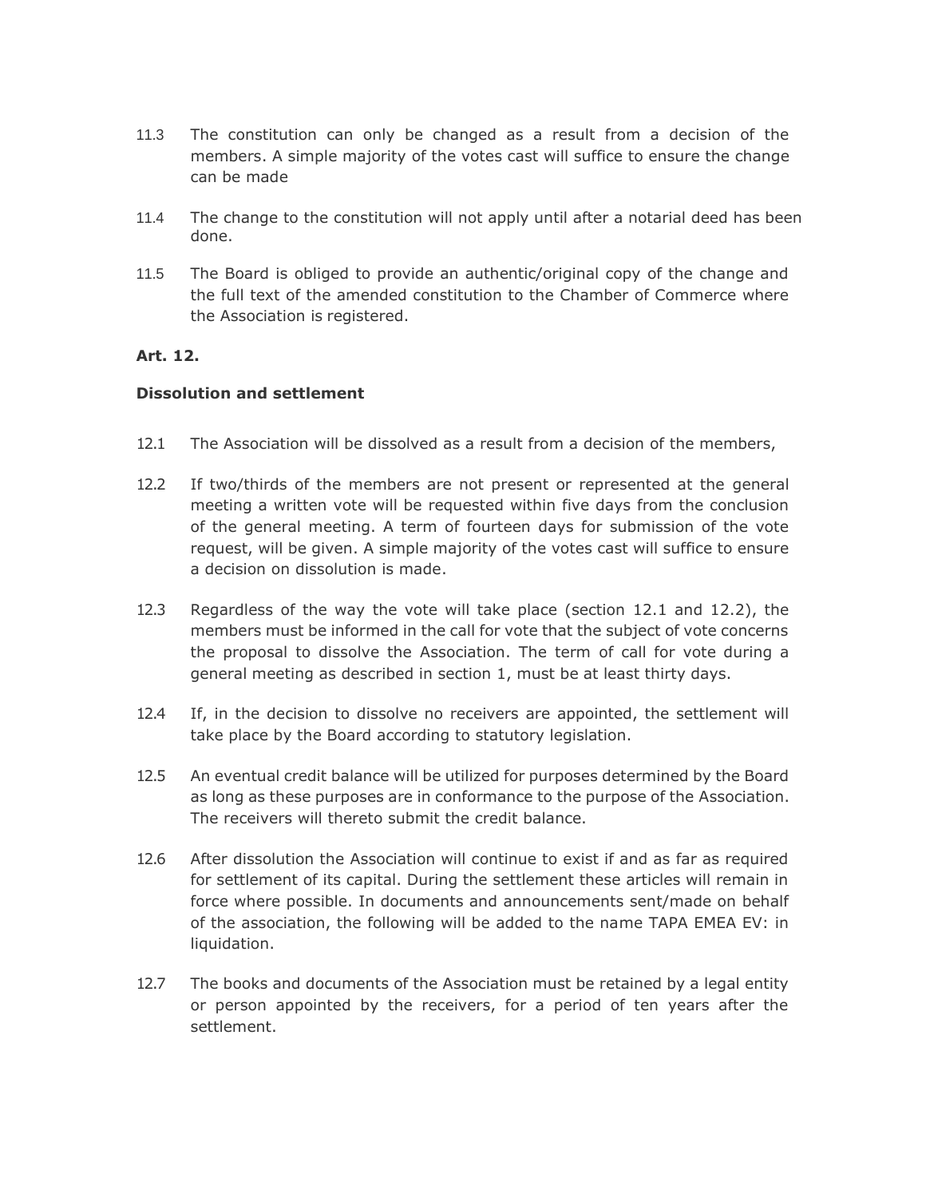11.3 The constitution can only be changed as a result from a decision of the members. A simple majority of the votes cast will suffice to ensure the change can be made

11.4 The change to the constitution will not apply until after a notarial deed has been done.

11.5 The Board is obliged to provide an authentic/original copy of the change and the full text of the amended constitution to the Chamber of Commerce where the Association is registered.

**Art. 12.**

**Dissolution and settlement**

12.1 The Association will be dissolved as a result from a decision of the members,

12.2 If two/thirds of the members are not present or represented at the general meeting a written vote will be requested within five days from the conclusion of the general meeting. A term of fourteen days for submission of the vote request, will be given. A simple majority of the votes cast will suffice to ensure a decision on dissolution is made.

12.3 Regardless of the way the vote will take place (section 12.1 and 12.2), the members must be informed in the call for vote that the subject of vote concerns the proposal to dissolve the Association. The term of call for vote during a general meeting as described in section 1, must be at least thirty days.

12.4 If, in the decision to dissolve no receivers are appointed, the settlement will take place by the Board according to statutory legislation.

12.5 An eventual credit balance will be utilized for purposes determined by the Board as long as these purposes are in conformance to the purpose of the Association. The receivers will thereto submit the credit balance.

12.6 After dissolution the Association will continue to exist if and as far as required for settlement of its capital. During the settlement these articles will remain in force where possible. In documents and announcements sent/made on behalf of the association, the following will be added to the name TAPA EMEA EV: in liquidation.

12.7 The books and documents of the Association must be retained by a legal entity or person appointed by the receivers, for a period of ten years after the settlement.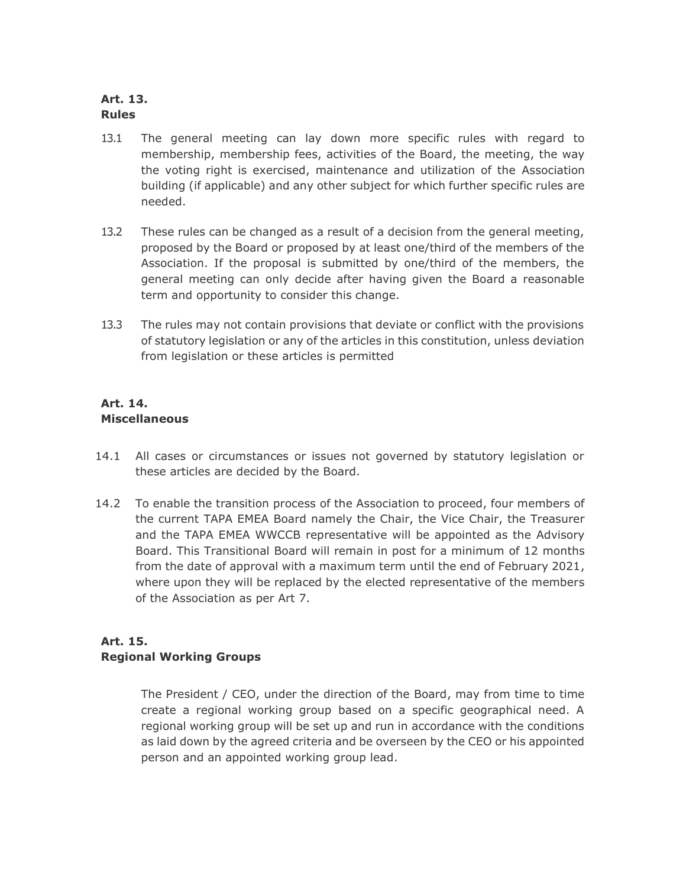**Art. 13.**
**Rules**

13.1 The general meeting can lay down more specific rules with regard to membership, membership fees, activities of the Board, the meeting, the way the voting right is exercised, maintenance and utilization of the Association building (if applicable) and any other subject for which further specific rules are needed.

13.2 These rules can be changed as a result of a decision from the general meeting, proposed by the Board or proposed by at least one/third of the members of the Association. If the proposal is submitted by one/third of the members, the general meeting can only decide after having given the Board a reasonable term and opportunity to consider this change.

13.3 The rules may not contain provisions that deviate or conflict with the provisions of statutory legislation or any of the articles in this constitution, unless deviation from legislation or these articles is permitted

**Art. 14.**
**Miscellaneous**

14.1 All cases or circumstances or issues not governed by statutory legislation or these articles are decided by the Board.

14.2 To enable the transition process of the Association to proceed, four members of the current TAPA EMEA Board namely the Chair, the Vice Chair, the Treasurer and the TAPA EMEA WWCCB representative will be appointed as the Advisory Board. This Transitional Board will remain in post for a minimum of 12 months from the date of approval with a maximum term until the end of February 2021, where upon they will be replaced by the elected representative of the members of the Association as per Art 7.

**Art. 15.**
**Regional Working Groups**

The President / CEO, under the direction of the Board, may from time to time create a regional working group based on a specific geographical need. A regional working group will be set up and run in accordance with the conditions as laid down by the agreed criteria and be overseen by the CEO or his appointed person and an appointed working group lead.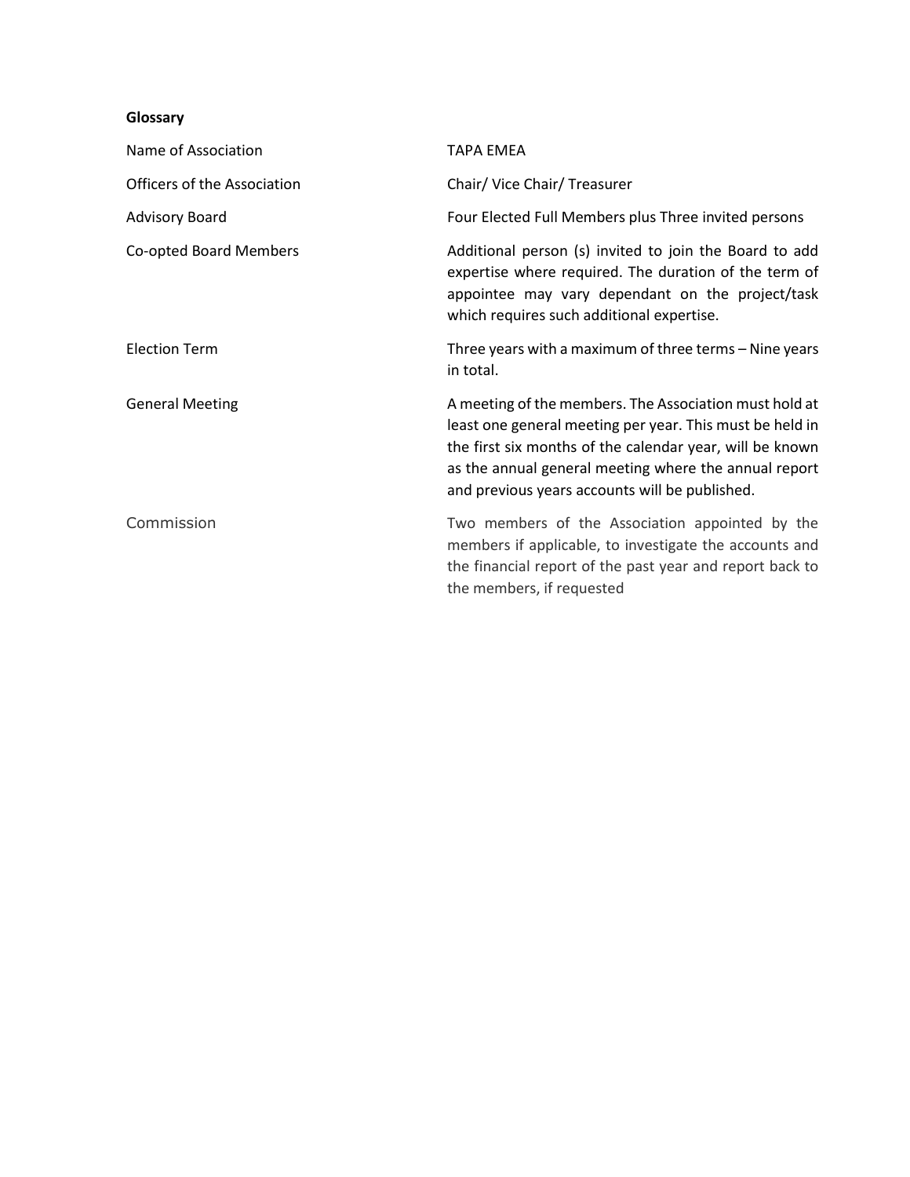**Glossary**

| | |
|---|---|
| Name of Association | TAPA EMEA |
| Officers of the Association | Chair/ Vice Chair/ Treasurer |
| Advisory Board | Four Elected Full Members plus Three invited persons |
| Co-opted Board Members | Additional person (s) invited to join the Board to add expertise where required. The duration of the term of appointee may vary dependant on the project/task which requires such additional expertise. |
| Election Term | Three years with a maximum of three terms – Nine years in total. |
| General Meeting | A meeting of the members. The Association must hold at least one general meeting per year. This must be held in the first six months of the calendar year, will be known as the annual general meeting where the annual report and previous years accounts will be published. |
| Commission | Two members of the Association appointed by the members if applicable, to investigate the accounts and the financial report of the past year and report back to the members, if requested |